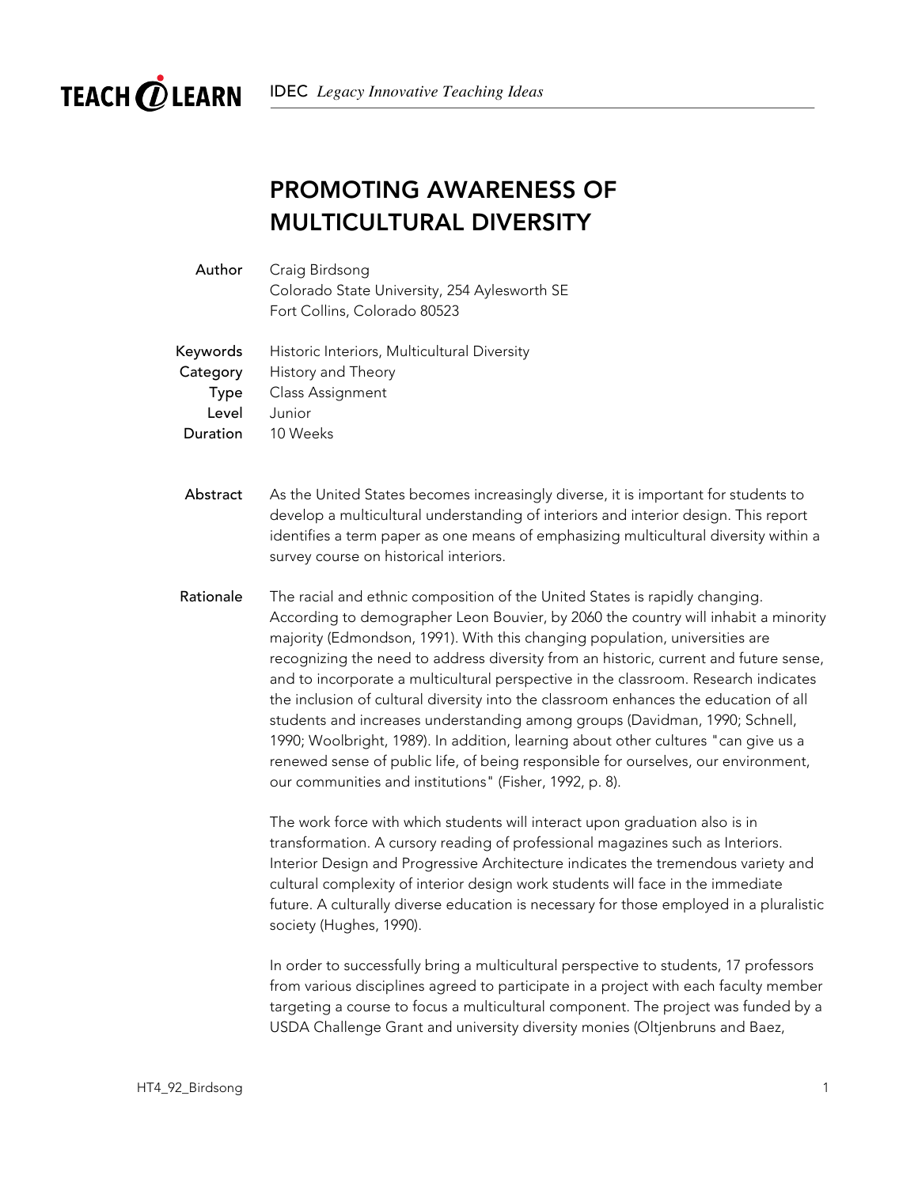# PROMOTING AWARENESS OF MULTICULTURAL DIVERSITY

**Author** Craig Birdsong
Colorado State University, 254 Aylesworth SE
Fort Collins, Colorado 80523

**Keywords** Historic Interiors, Multicultural Diversity
**Category** History and Theory
**Type** Class Assignment
**Level** Junior
**Duration** 10 Weeks

**Abstract** As the United States becomes increasingly diverse, it is important for students to develop a multicultural understanding of interiors and interior design. This report identifies a term paper as one means of emphasizing multicultural diversity within a survey course on historical interiors.

**Rationale** The racial and ethnic composition of the United States is rapidly changing. According to demographer Leon Bouvier, by 2060 the country will inhabit a minority majority (Edmondson, 1991). With this changing population, universities are recognizing the need to address diversity from an historic, current and future sense, and to incorporate a multicultural perspective in the classroom. Research indicates the inclusion of cultural diversity into the classroom enhances the education of all students and increases understanding among groups (Davidman, 1990; Schnell, 1990; Woolbright, 1989). In addition, learning about other cultures "can give us a renewed sense of public life, of being responsible for ourselves, our environment, our communities and institutions" (Fisher, 1992, p. 8).

The work force with which students will interact upon graduation also is in transformation. A cursory reading of professional magazines such as Interiors. Interior Design and Progressive Architecture indicates the tremendous variety and cultural complexity of interior design work students will face in the immediate future. A culturally diverse education is necessary for those employed in a pluralistic society (Hughes, 1990).

In order to successfully bring a multicultural perspective to students, 17 professors from various disciplines agreed to participate in a project with each faculty member targeting a course to focus a multicultural component. The project was funded by a USDA Challenge Grant and university diversity monies (Oltjenbruns and Baez,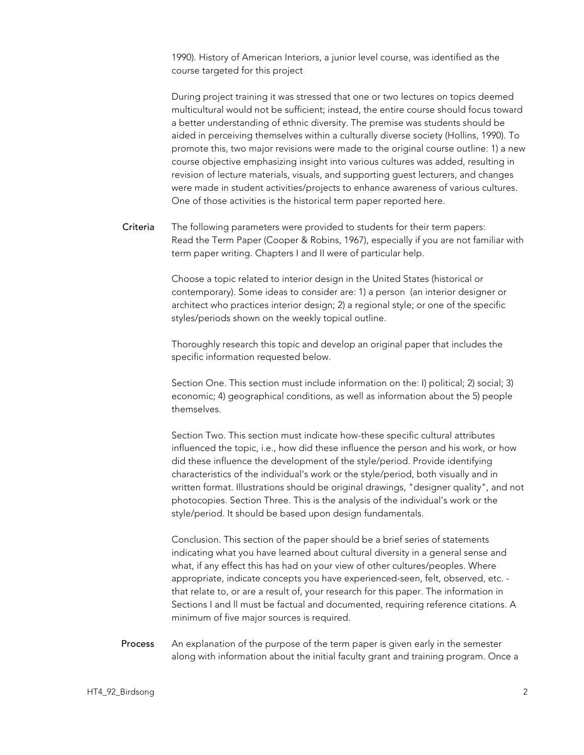1990). History of American Interiors, a junior level course, was identified as the course targeted for this project

During project training it was stressed that one or two lectures on topics deemed multicultural would not be sufficient; instead, the entire course should focus toward a better understanding of ethnic diversity. The premise was students should be aided in perceiving themselves within a culturally diverse society (Hollins, 1990). To promote this, two major revisions were made to the original course outline: 1) a new course objective emphasizing insight into various cultures was added, resulting in revision of lecture materials, visuals, and supporting guest lecturers, and changes were made in student activities/projects to enhance awareness of various cultures. One of those activities is the historical term paper reported here.

**Criteria** The following parameters were provided to students for their term papers: Read the Term Paper (Cooper & Robins, 1967), especially if you are not familiar with term paper writing. Chapters I and II were of particular help.

Choose a topic related to interior design in the United States (historical or contemporary). Some ideas to consider are: 1) a person (an interior designer or architect who practices interior design; 2) a regional style; or one of the specific styles/periods shown on the weekly topical outline.

Thoroughly research this topic and develop an original paper that includes the specific information requested below.

Section One. This section must include information on the: I) political; 2) social; 3) economic; 4) geographical conditions, as well as information about the 5) people themselves.

Section Two. This section must indicate how-these specific cultural attributes influenced the topic, i.e., how did these influence the person and his work, or how did these influence the development of the style/period. Provide identifying characteristics of the individual's work or the style/period, both visually and in written format. Illustrations should be original drawings, "designer quality", and not photocopies. Section Three. This is the analysis of the individual's work or the style/period. It should be based upon design fundamentals.

Conclusion. This section of the paper should be a brief series of statements indicating what you have learned about cultural diversity in a general sense and what, if any effect this has had on your view of other cultures/peoples. Where appropriate, indicate concepts you have experienced-seen, felt, observed, etc. - that relate to, or are a result of, your research for this paper. The information in Sections I and ll must be factual and documented, requiring reference citations. A minimum of five major sources is required.

**Process** An explanation of the purpose of the term paper is given early in the semester along with information about the initial faculty grant and training program. Once a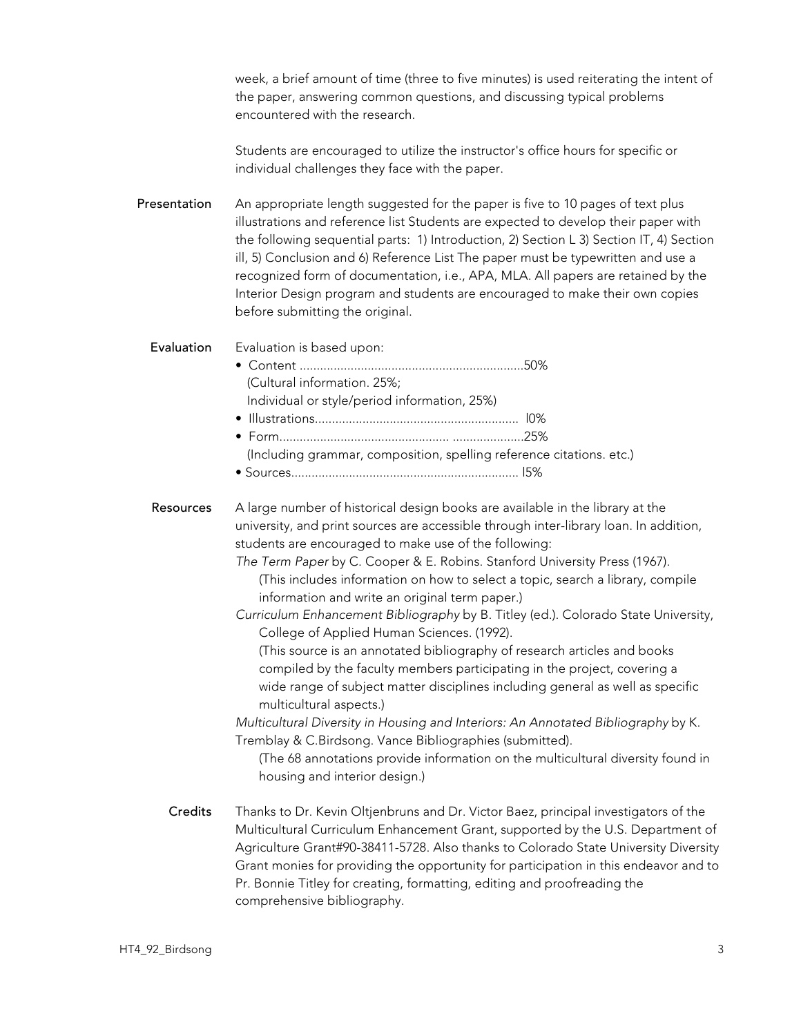week, a brief amount of time (three to five minutes) is used reiterating the intent of the paper, answering common questions, and discussing typical problems encountered with the research.

Students are encouraged to utilize the instructor's office hours for specific or individual challenges they face with the paper.

**Presentation**

An appropriate length suggested for the paper is five to 10 pages of text plus illustrations and reference list Students are expected to develop their paper with the following sequential parts: 1) Introduction, 2) Section L 3) Section IT, 4) Section ill, 5) Conclusion and 6) Reference List The paper must be typewritten and use a recognized form of documentation, i.e., APA, MLA. All papers are retained by the Interior Design program and students are encouraged to make their own copies before submitting the original.

**Evaluation**

Evaluation is based upon:

- Content ..................................................................50%
  (Cultural information. 25%;
  Individual or style/period information, 25%)
- Illustrations............................................................ l0%
- Form.................................................... .....................25%
  (Including grammar, composition, spelling reference citations. etc.)
- Sources................................................................... l5%

**Resources**

A large number of historical design books are available in the library at the university, and print sources are accessible through inter-library loan. In addition, students are encouraged to make use of the following:

*The Term Paper* by C. Cooper & E. Robins. Stanford University Press (1967).
(This includes information on how to select a topic, search a library, compile information and write an original term paper.)

*Curriculum Enhancement Bibliography* by B. Titley (ed.). Colorado State University, College of Applied Human Sciences. (1992).
(This source is an annotated bibliography of research articles and books compiled by the faculty members participating in the project, covering a wide range of subject matter disciplines including general as well as specific multicultural aspects.)

*Multicultural Diversity in Housing and Interiors: An Annotated Bibliography* by K. Tremblay & C.Birdsong. Vance Bibliographies (submitted).
(The 68 annotations provide information on the multicultural diversity found in housing and interior design.)

**Credits**

Thanks to Dr. Kevin Oltjenbruns and Dr. Victor Baez, principal investigators of the Multicultural Curriculum Enhancement Grant, supported by the U.S. Department of Agriculture Grant#90-38411-5728. Also thanks to Colorado State University Diversity Grant monies for providing the opportunity for participation in this endeavor and to Pr. Bonnie Titley for creating, formatting, editing and proofreading the comprehensive bibliography.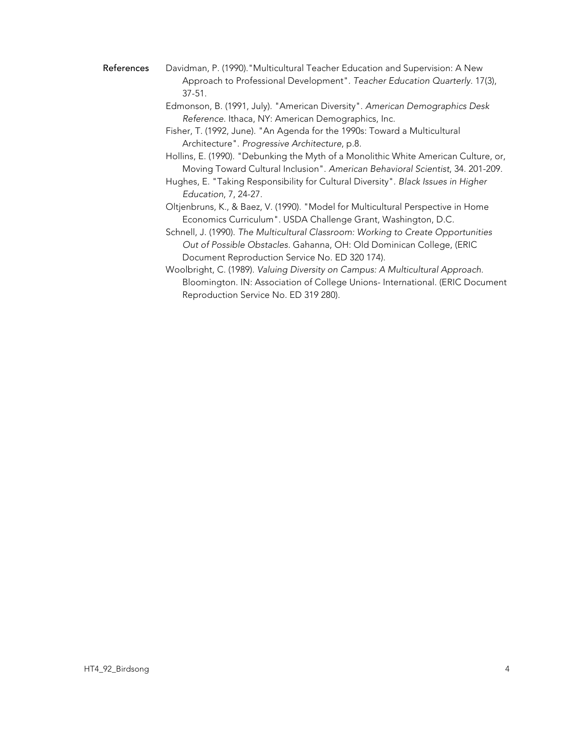## References

Davidman, P. (1990)."Multicultural Teacher Education and Supervision: A New Approach to Professional Development". *Teacher Education Quarterly*. 17(3), 37-51.

Edmonson, B. (1991, July). "American Diversity". *American Demographics Desk Reference*. Ithaca, NY: American Demographics, Inc.

Fisher, T. (1992, June). "An Agenda for the 1990s: Toward a Multicultural Architecture". *Progressive Architecture*, p.8.

Hollins, E. (1990). "Debunking the Myth of a Monolithic White American Culture, or, Moving Toward Cultural Inclusion". *American Behavioral Scientist*, 34. 201-209.

Hughes, E. "Taking Responsibility for Cultural Diversity". *Black Issues in Higher Education*, 7, 24-27.

Oltjenbruns, K., & Baez, V. (1990). "Model for Multicultural Perspective in Home Economics Curriculum". USDA Challenge Grant, Washington, D.C.

Schnell, J. (1990). *The Multicultural Classroom: Working to Create Opportunities Out of Possible Obstacles*. Gahanna, OH: Old Dominican College, (ERIC Document Reproduction Service No. ED 320 174).

Woolbright, C. (1989). *Valuing Diversity on Campus: A Multicultural Approach*. Bloomington. IN: Association of College Unions- International. (ERIC Document Reproduction Service No. ED 319 280).